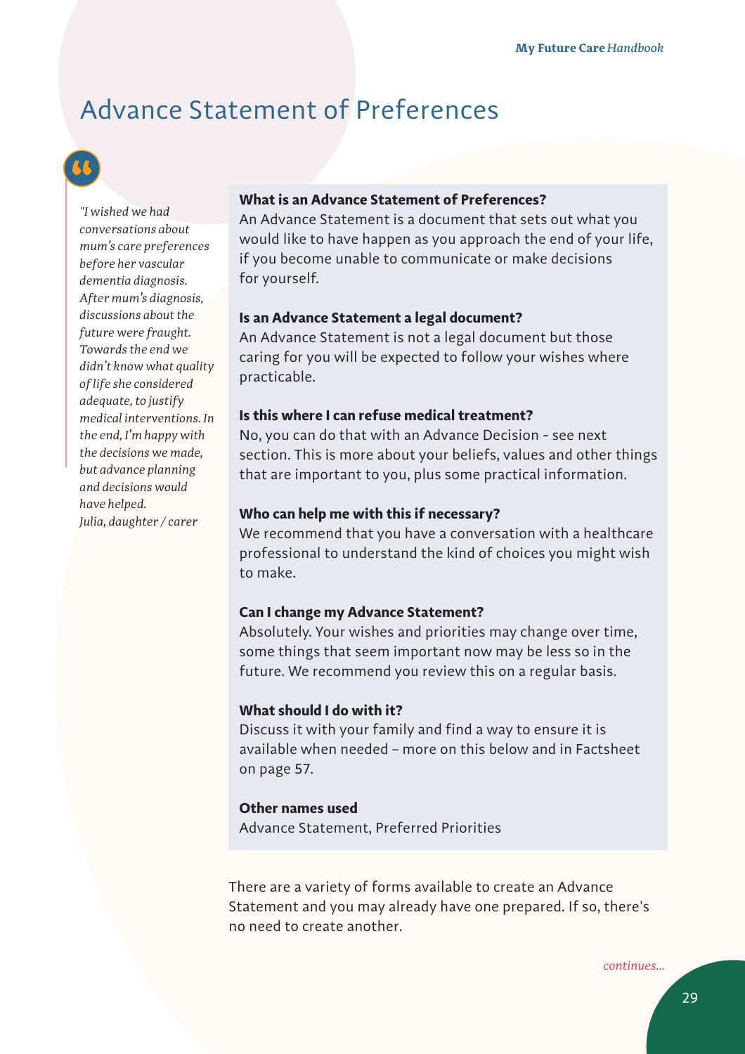# Advance Statement of Preferences

*"I wished we had conversations about mum's care preferences before her vascular dementia diagnosis. After mum's diagnosis, discussions about the future were fraught. Towards the end we didn't know what quality of life she considered adequate, to justify medical interventions. In the end, I'm happy with the decisions we made, but advance planning and decisions would have helped.*
*Julia, daughter / carer*

**What is an Advance Statement of Preferences?**
An Advance Statement is a document that sets out what you would like to have happen as you approach the end of your life, if you become unable to communicate or make decisions for yourself.

**Is an Advance Statement a legal document?**
An Advance Statement is not a legal document but those caring for you will be expected to follow your wishes where practicable.

**Is this where I can refuse medical treatment?**
No, you can do that with an Advance Decision - see next section. This is more about your beliefs, values and other things that are important to you, plus some practical information.

**Who can help me with this if necessary?**
We recommend that you have a conversation with a healthcare professional to understand the kind of choices you might wish to make.

**Can I change my Advance Statement?**
Absolutely. Your wishes and priorities may change over time, some things that seem important now may be less so in the future. We recommend you review this on a regular basis.

**What should I do with it?**
Discuss it with your family and find a way to ensure it is available when needed – more on this below and in Factsheet on page 57.

**Other names used**
Advance Statement, Preferred Priorities

There are a variety of forms available to create an Advance Statement and you may already have one prepared. If so, there's no need to create another.

*continues...*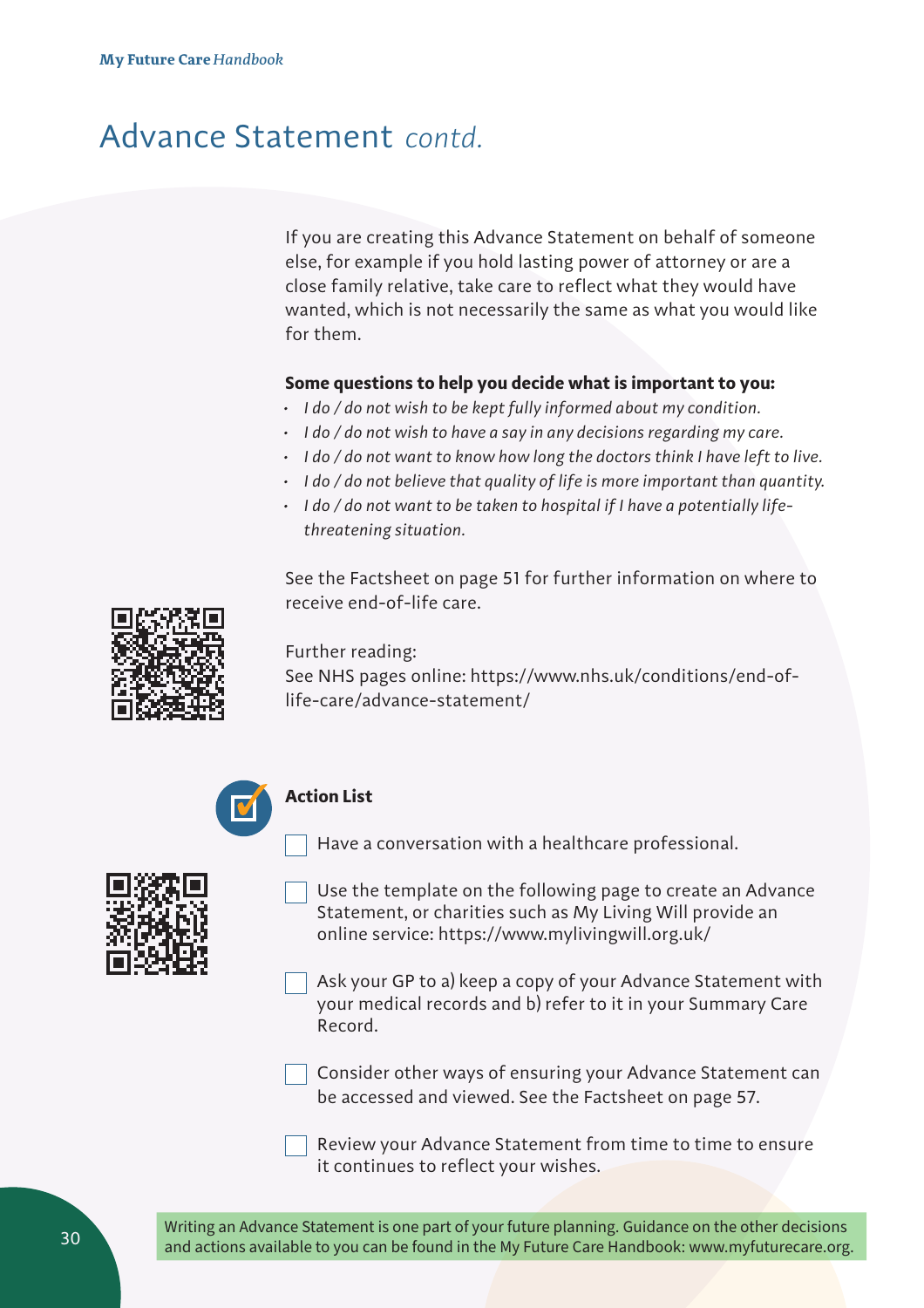# Advance Statement *contd.*

If you are creating this Advance Statement on behalf of someone else, for example if you hold lasting power of attorney or are a close family relative, take care to reflect what they would have wanted, which is not necessarily the same as what you would like for them.

**Some questions to help you decide what is important to you:**

- *I do / do not wish to be kept fully informed about my condition.*
- *I do / do not wish to have a say in any decisions regarding my care.*
- *I do / do not want to know how long the doctors think I have left to live.*
- *I do / do not believe that quality of life is more important than quantity.*
- *I do / do not want to be taken to hospital if I have a potentially life-threatening situation.*

See the Factsheet on page 51 for further information on where to receive end-of-life care.

Further reading:
See NHS pages online: https://www.nhs.uk/conditions/end-of-life-care/advance-statement/

## Action List

- [ ] Have a conversation with a healthcare professional.
- [ ] Use the template on the following page to create an Advance Statement, or charities such as My Living Will provide an online service: https://www.mylivingwill.org.uk/
- [ ] Ask your GP to a) keep a copy of your Advance Statement with your medical records and b) refer to it in your Summary Care Record.
- [ ] Consider other ways of ensuring your Advance Statement can be accessed and viewed. See the Factsheet on page 57.
- [ ] Review your Advance Statement from time to time to ensure it continues to reflect your wishes.

Writing an Advance Statement is one part of your future planning. Guidance on the other decisions and actions available to you can be found in the My Future Care Handbook: www.myfuturecare.org.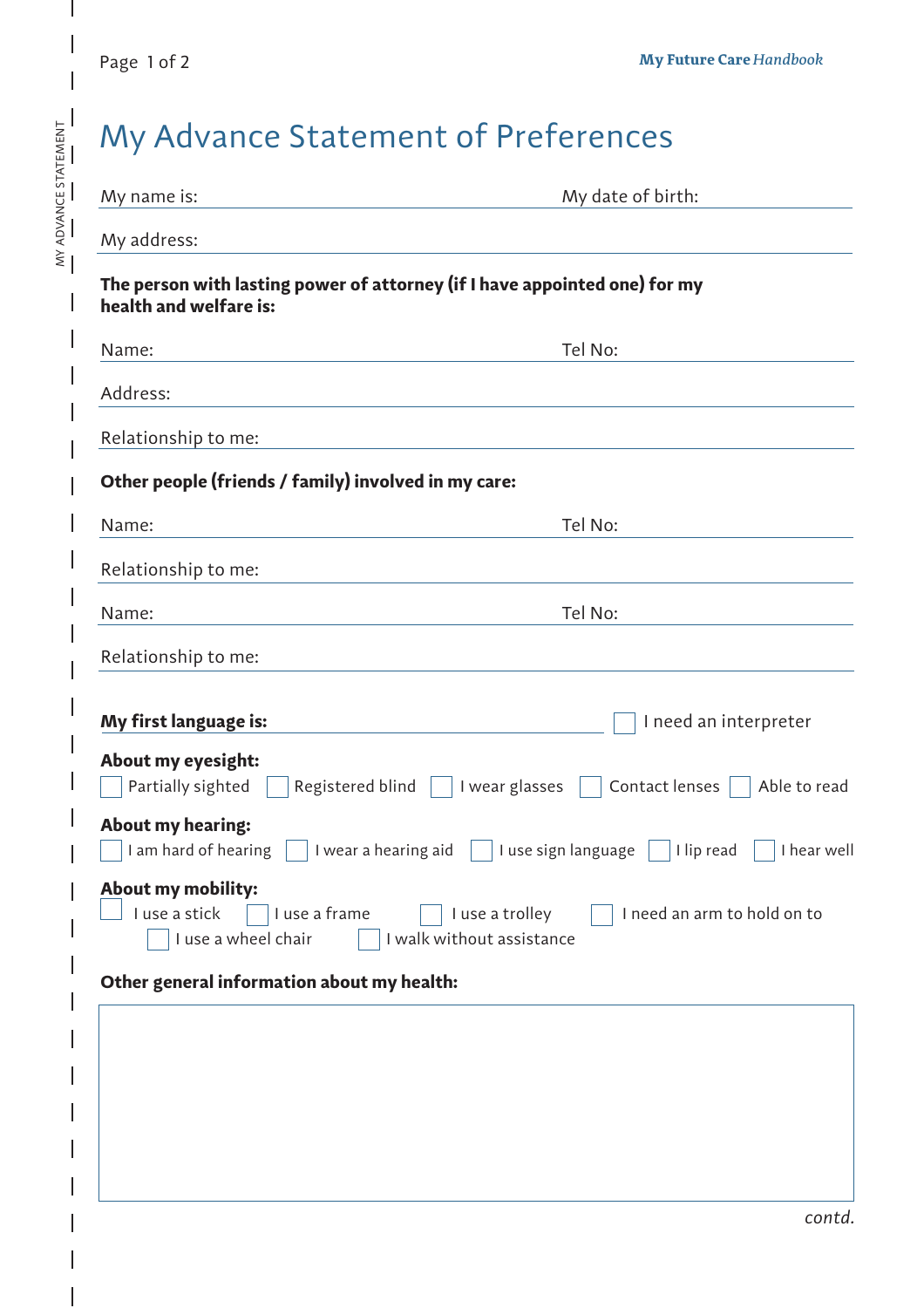# My Advance Statement of Preferences

My name is: ______________________ My date of birth: ______________________

My address: ______________________

**The person with lasting power of attorney (if I have appointed one) for my health and welfare is:**

Name: ______________________ Tel No: ______________________

Address: ______________________

Relationship to me: ______________________

**Other people (friends / family) involved in my care:**

Name: ______________________ Tel No: ______________________

Relationship to me: ______________________

Name: ______________________ Tel No: ______________________

Relationship to me: ______________________

**My first language is:** ______________________ ☐ I need an interpreter

**About my eyesight:**
☐ Partially sighted ☐ Registered blind ☐ I wear glasses ☐ Contact lenses ☐ Able to read

**About my hearing:**
☐ I am hard of hearing ☐ I wear a hearing aid ☐ I use sign language ☐ I lip read ☐ I hear well

**About my mobility:**
☐ I use a stick ☐ I use a frame ☐ I use a trolley ☐ I need an arm to hold on to
☐ I use a wheel chair ☐ I walk without assistance

**Other general information about my health:**

*contd.*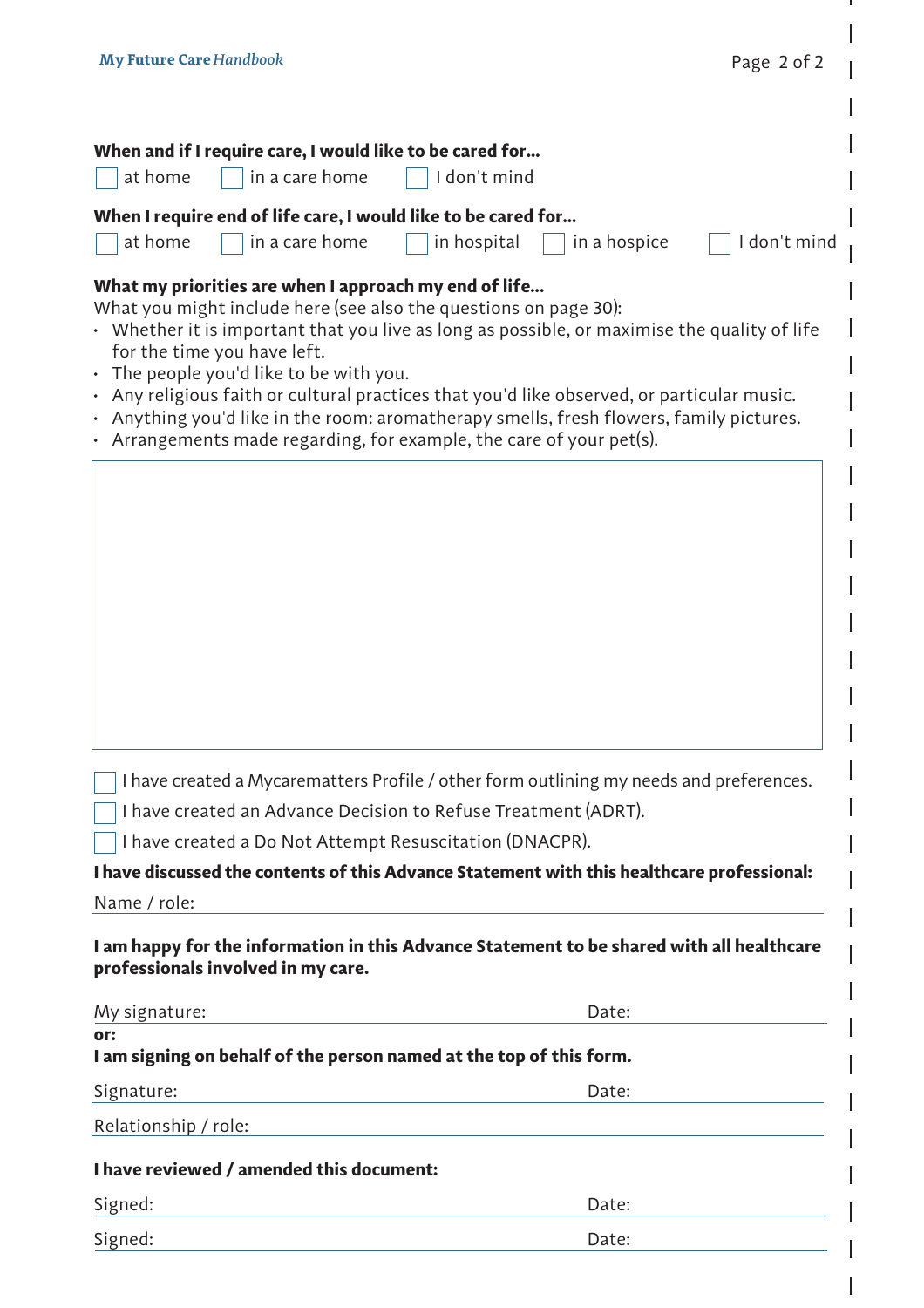**When and if I require care, I would like to be cared for...**

☐ at home ☐ in a care home ☐ I don't mind

**When I require end of life care, I would like to be cared for...**

☐ at home ☐ in a care home ☐ in hospital ☐ in a hospice ☐ I don't mind

**What my priorities are when I approach my end of life...**

What you might include here (see also the questions on page 30):

- Whether it is important that you live as long as possible, or maximise the quality of life for the time you have left.
- The people you'd like to be with you.
- Any religious faith or cultural practices that you'd like observed, or particular music.
- Anything you'd like in the room: aromatherapy smells, fresh flowers, family pictures.
- Arrangements made regarding, for example, the care of your pet(s).

☐ I have created a Mycarematters Profile / other form outlining my needs and preferences.

☐ I have created an Advance Decision to Refuse Treatment (ADRT).

☐ I have created a Do Not Attempt Resuscitation (DNACPR).

**I have discussed the contents of this Advance Statement with this healthcare professional:**

Name / role:

**I am happy for the information in this Advance Statement to be shared with all healthcare professionals involved in my care.**

My signature: Date:

**or:**

**I am signing on behalf of the person named at the top of this form.**

Signature: Date:

Relationship / role:

**I have reviewed / amended this document:**

Signed: Date:

Signed: Date: